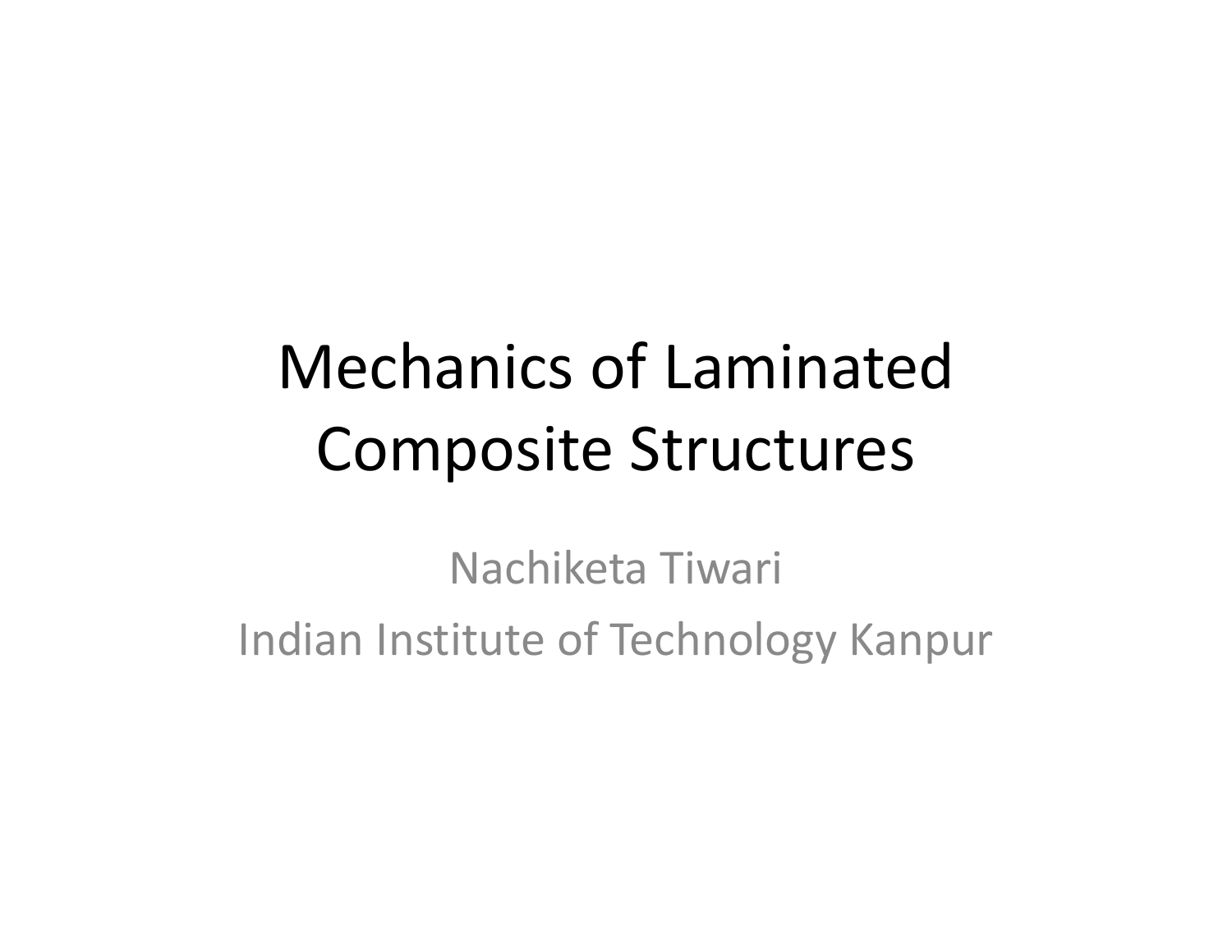# Mechanics of Laminated Composite Structures

Nachiketa Tiwari

Indian Institute of Technology Kanpur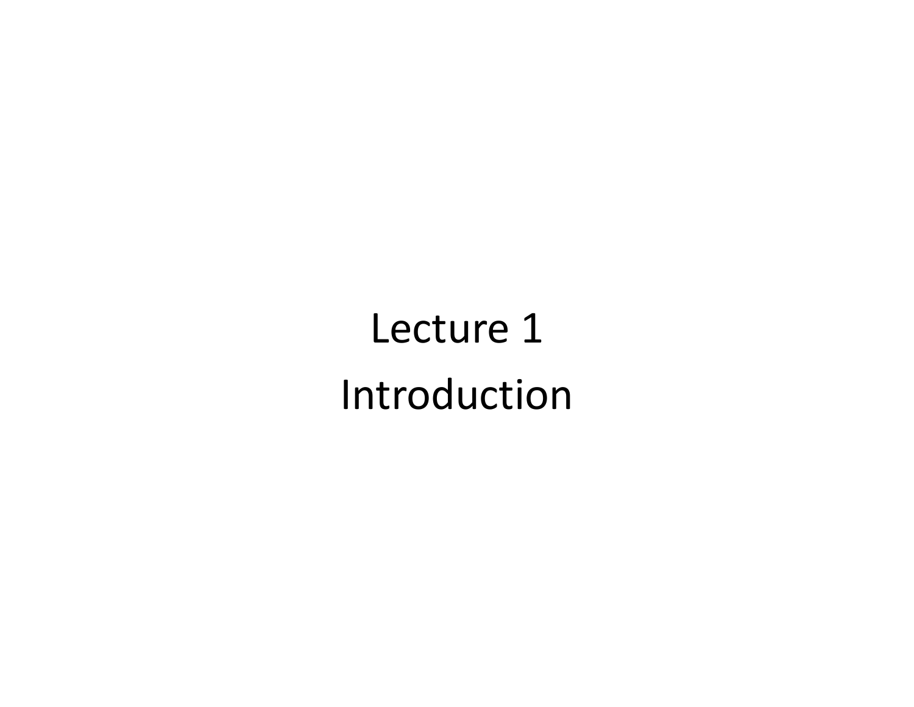# Lecture 1

# Introduction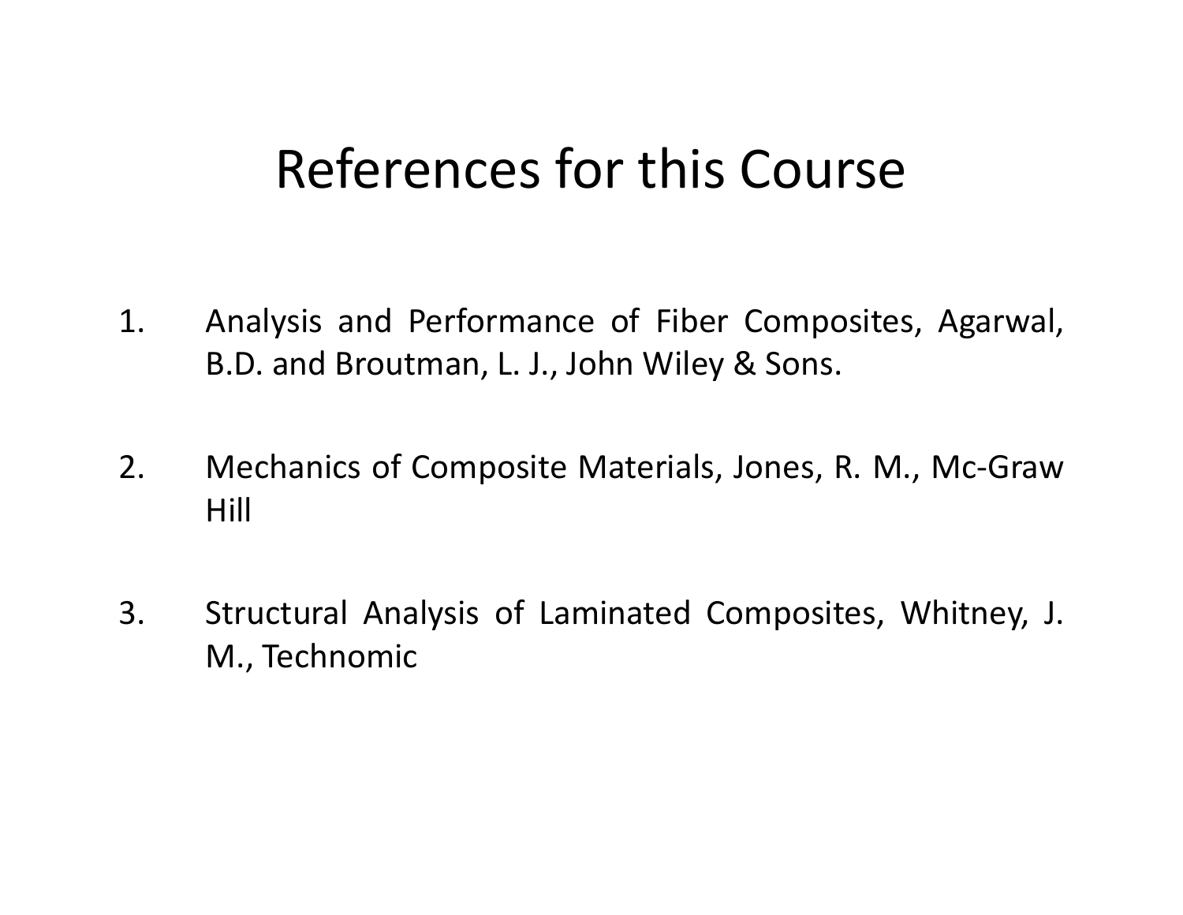# References for this Course

1. Analysis and Performance of Fiber Composites, Agarwal, B.D. and Broutman, L. J., John Wiley & Sons.

2. Mechanics of Composite Materials, Jones, R. M., Mc-Graw Hill

3. Structural Analysis of Laminated Composites, Whitney, J. M., Technomic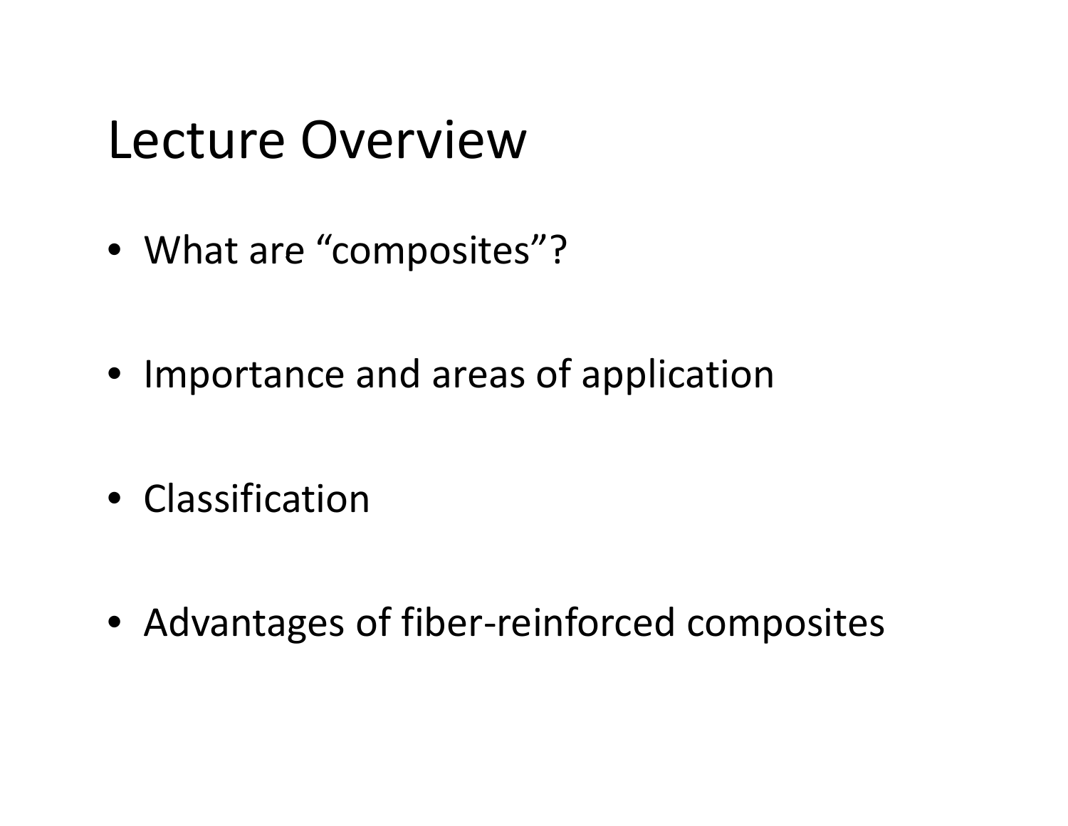# Lecture Overview

- What are “composites”?
- Importance and areas of application
- Classification
- Advantages of fiber-reinforced composites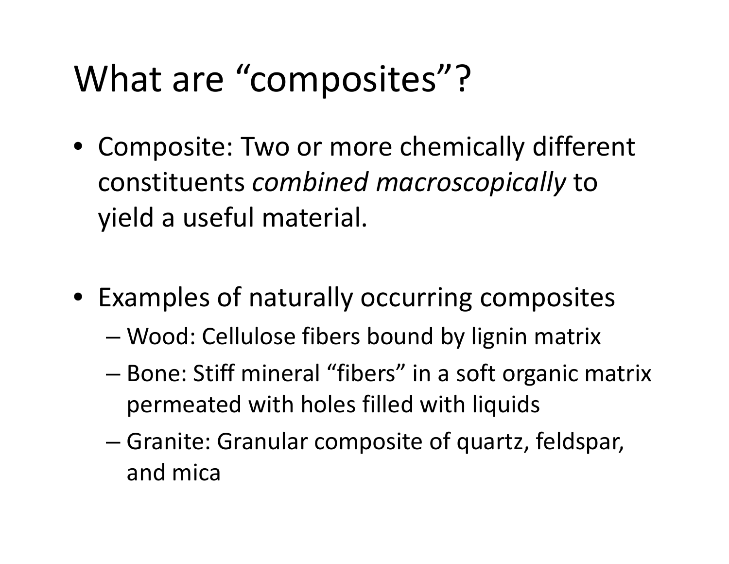# What are "composites"?

- Composite: Two or more chemically different constituents *combined macroscopically* to yield a useful material.

- Examples of naturally occurring composites
  - Wood: Cellulose fibers bound by lignin matrix
  - Bone: Stiff mineral "fibers" in a soft organic matrix permeated with holes filled with liquids
  - Granite: Granular composite of quartz, feldspar, and mica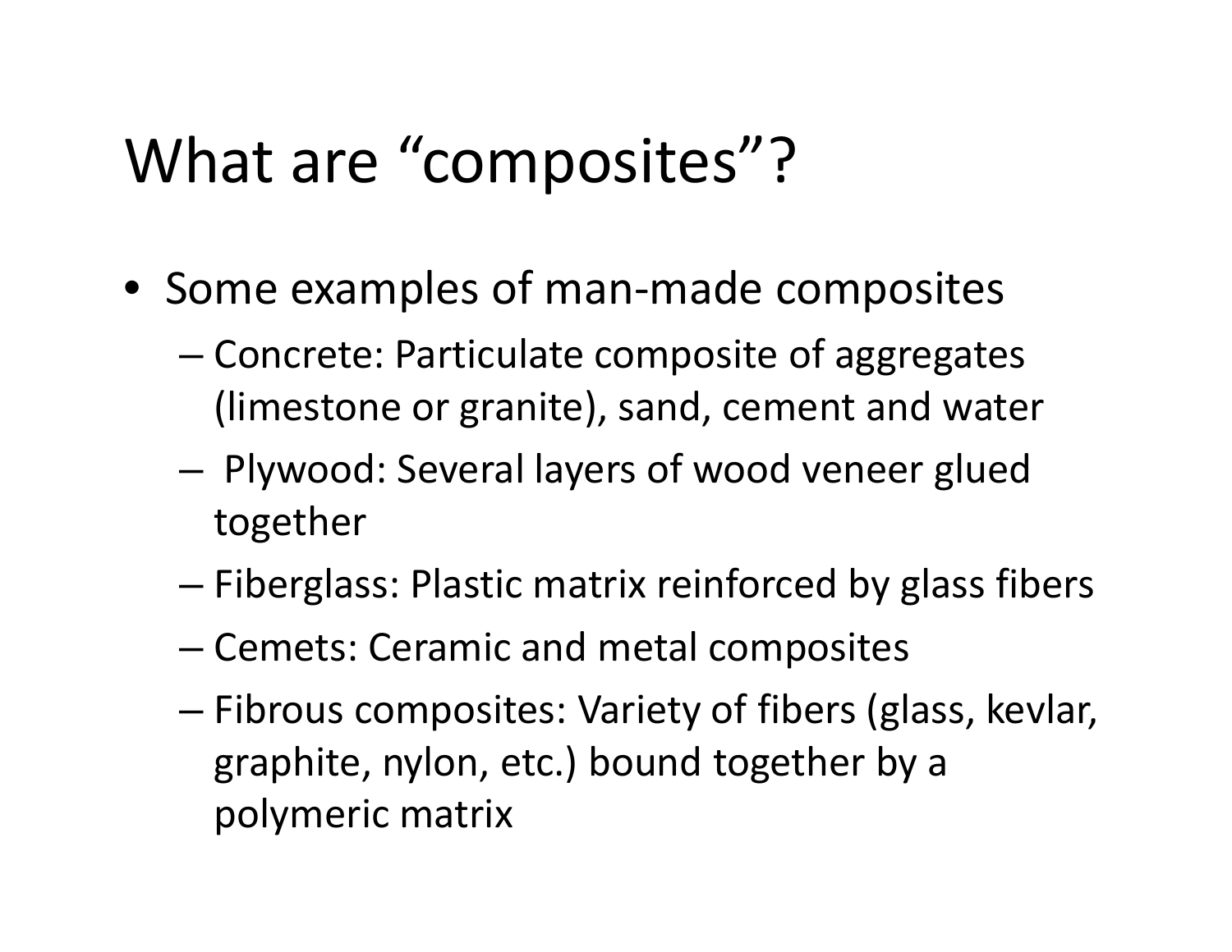# What are "composites"?

- Some examples of man-made composites
  - Concrete: Particulate composite of aggregates (limestone or granite), sand, cement and water
  - Plywood: Several layers of wood veneer glued together
  - Fiberglass: Plastic matrix reinforced by glass fibers
  - Cemets: Ceramic and metal composites
  - Fibrous composites: Variety of fibers (glass, kevlar, graphite, nylon, etc.) bound together by a polymeric matrix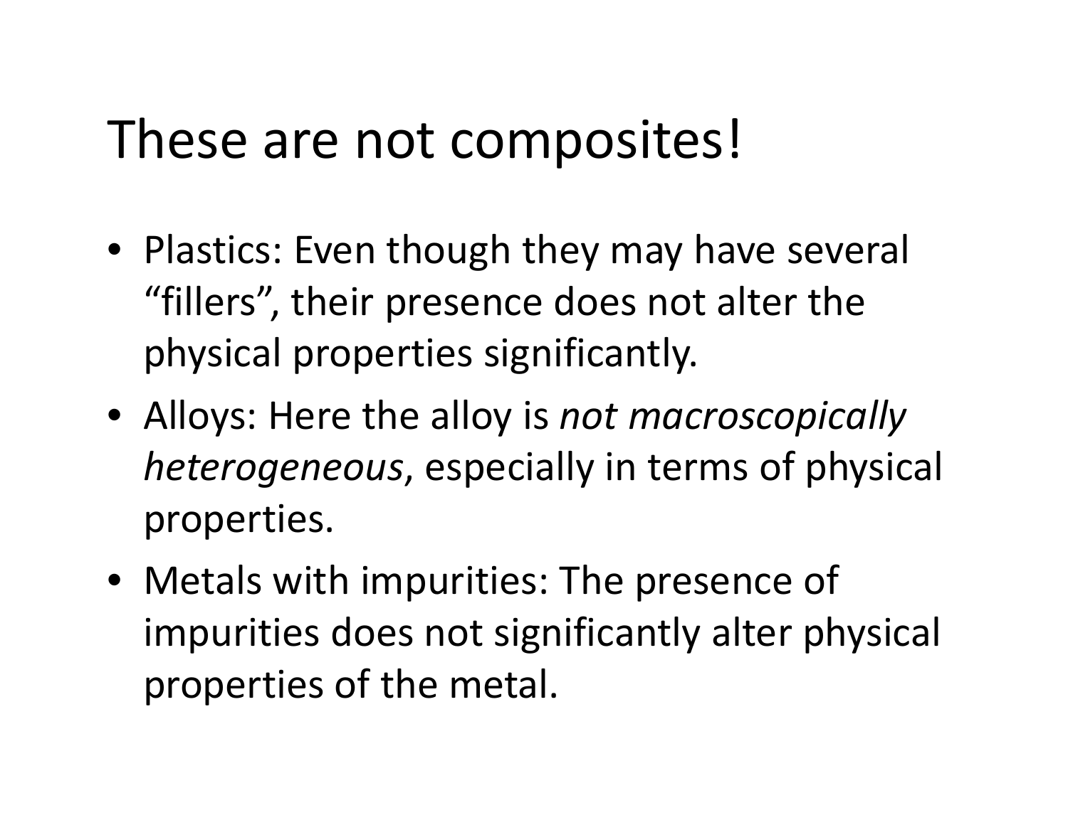# These are not composites!

- Plastics: Even though they may have several "fillers", their presence does not alter the physical properties significantly.
- Alloys: Here the alloy is *not macroscopically heterogeneous*, especially in terms of physical properties.
- Metals with impurities: The presence of impurities does not significantly alter physical properties of the metal.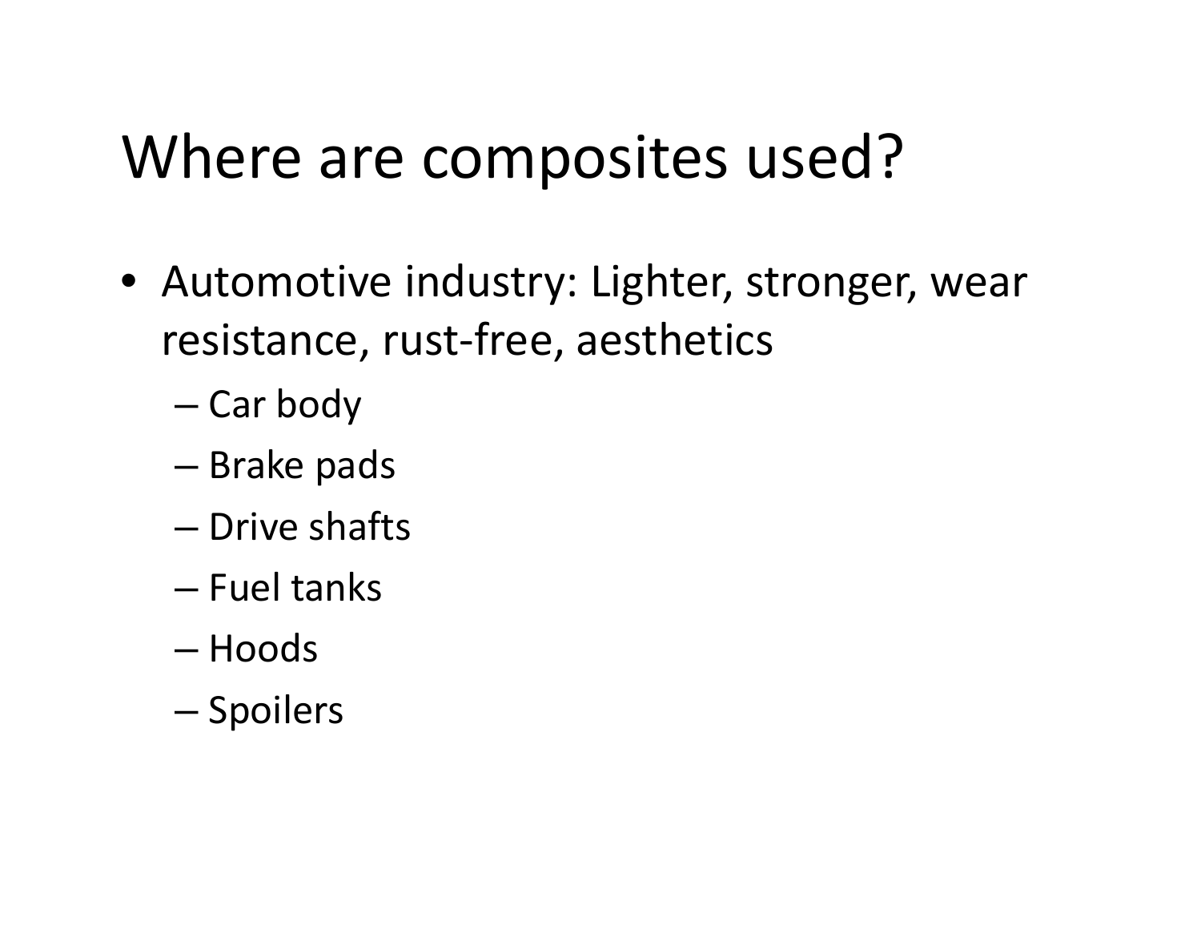# Where are composites used?

- Automotive industry: Lighter, stronger, wear resistance, rust-free, aesthetics
  - Car body
  - Brake pads
  - Drive shafts
  - Fuel tanks
  - Hoods
  - Spoilers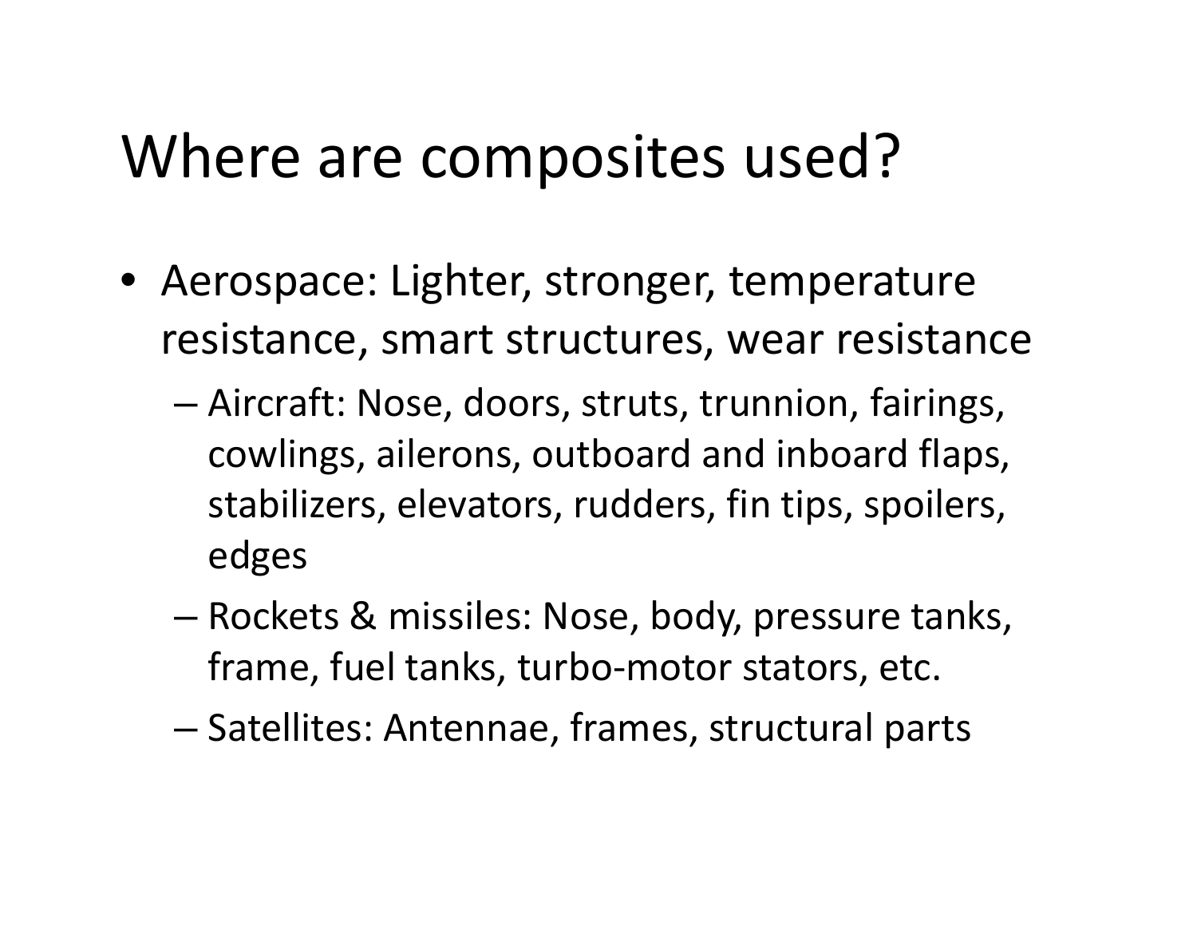# Where are composites used?

- Aerospace: Lighter, stronger, temperature resistance, smart structures, wear resistance
  - Aircraft: Nose, doors, struts, trunnion, fairings, cowlings, ailerons, outboard and inboard flaps, stabilizers, elevators, rudders, fin tips, spoilers, edges
  - Rockets & missiles: Nose, body, pressure tanks, frame, fuel tanks, turbo-motor stators, etc.
  - Satellites: Antennae, frames, structural parts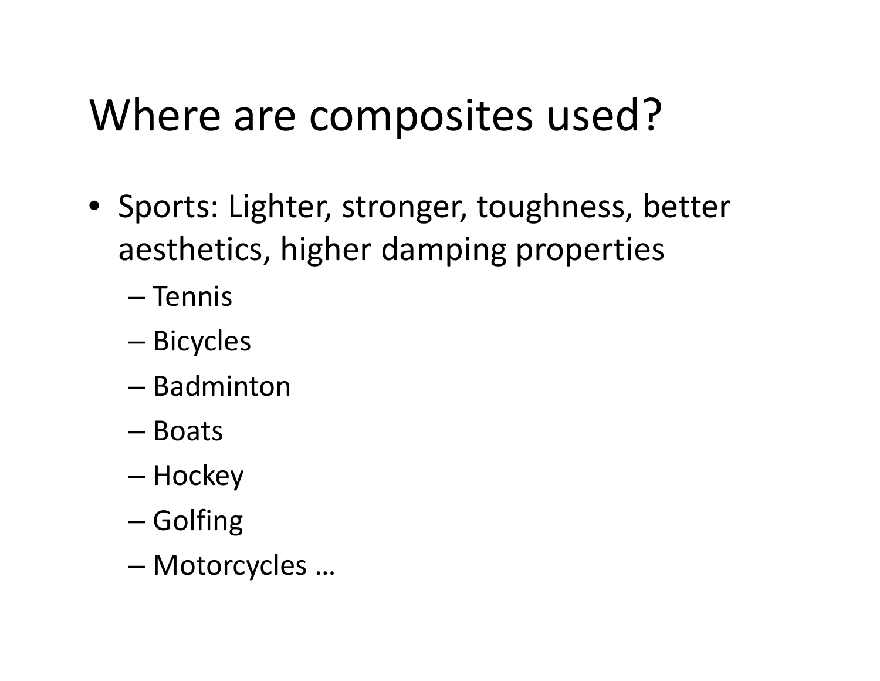# Where are composites used?

- Sports: Lighter, stronger, toughness, better aesthetics, higher damping properties
  - Tennis
  - Bicycles
  - Badminton
  - Boats
  - Hockey
  - Golfing
  - Motorcycles …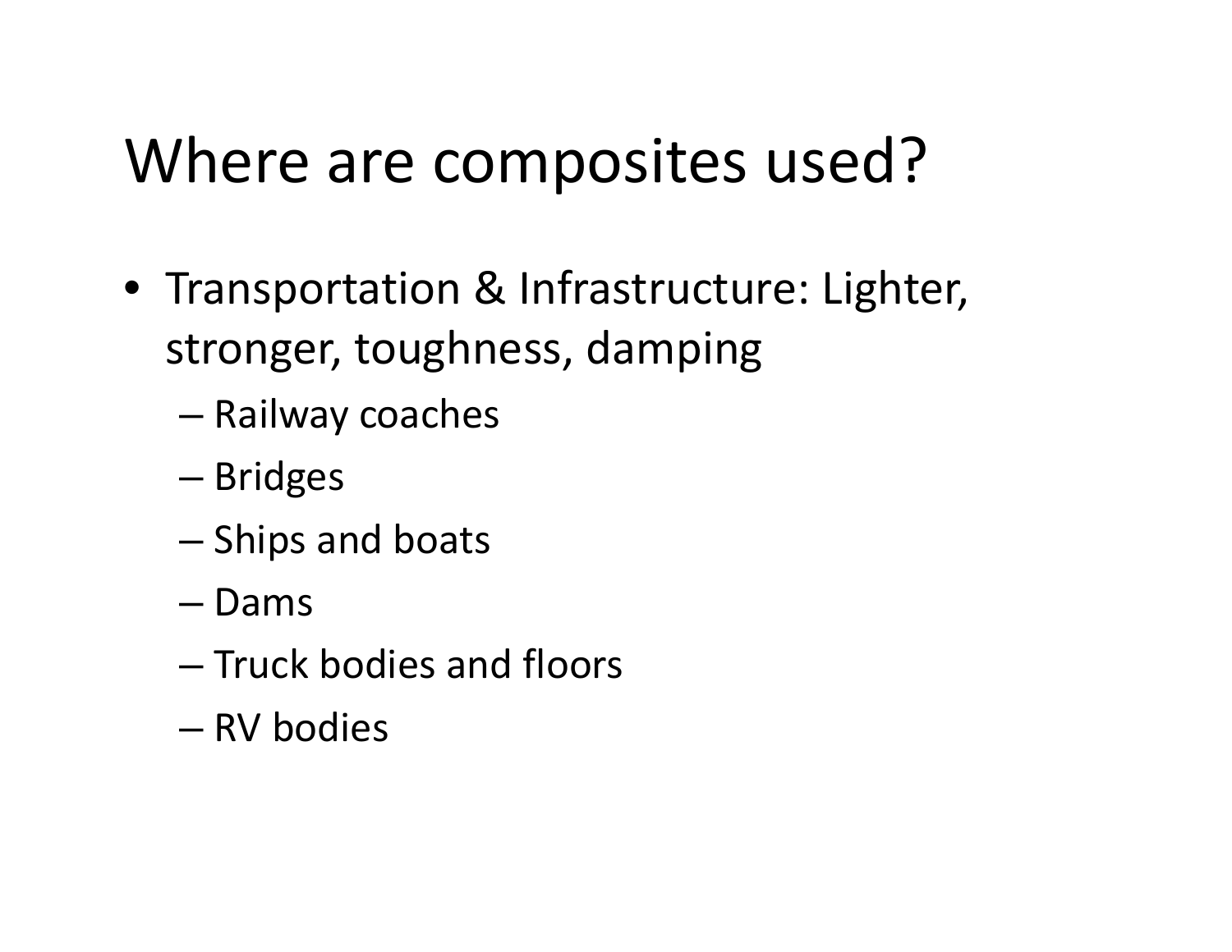# Where are composites used?

- Transportation & Infrastructure: Lighter, stronger, toughness, damping
  - Railway coaches
  - Bridges
  - Ships and boats
  - Dams
  - Truck bodies and floors
  - RV bodies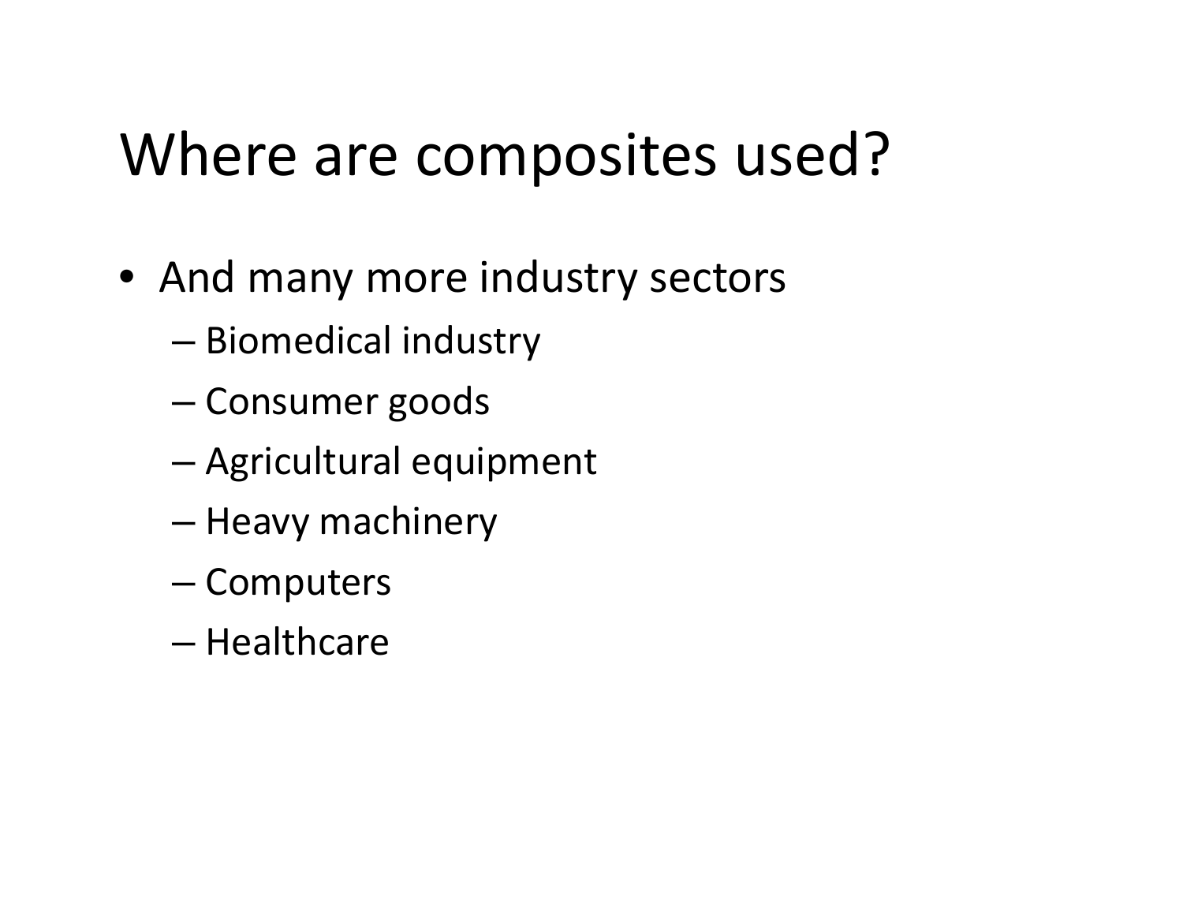# Where are composites used?

- And many more industry sectors
  - Biomedical industry
  - Consumer goods
  - Agricultural equipment
  - Heavy machinery
  - Computers
  - Healthcare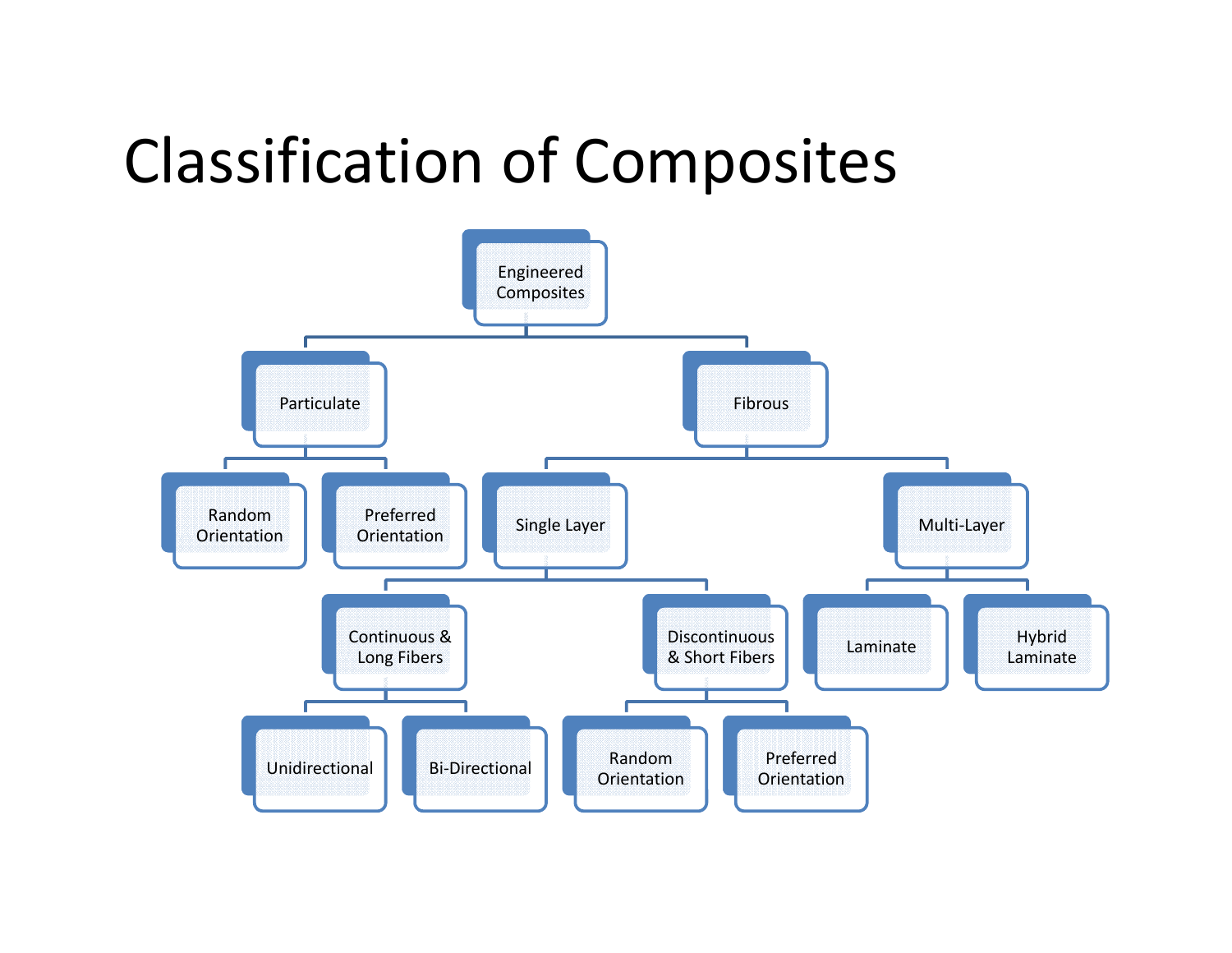# Classification of Composites

Engineered Composites

Particulate

Fibrous

Random Orientation

Preferred Orientation

Single Layer

Multi-Layer

Continuous & Long Fibers

Discontinuous & Short Fibers

Laminate

Hybrid Laminate

Unidirectional

Bi-Directional

Random Orientation

Preferred Orientation